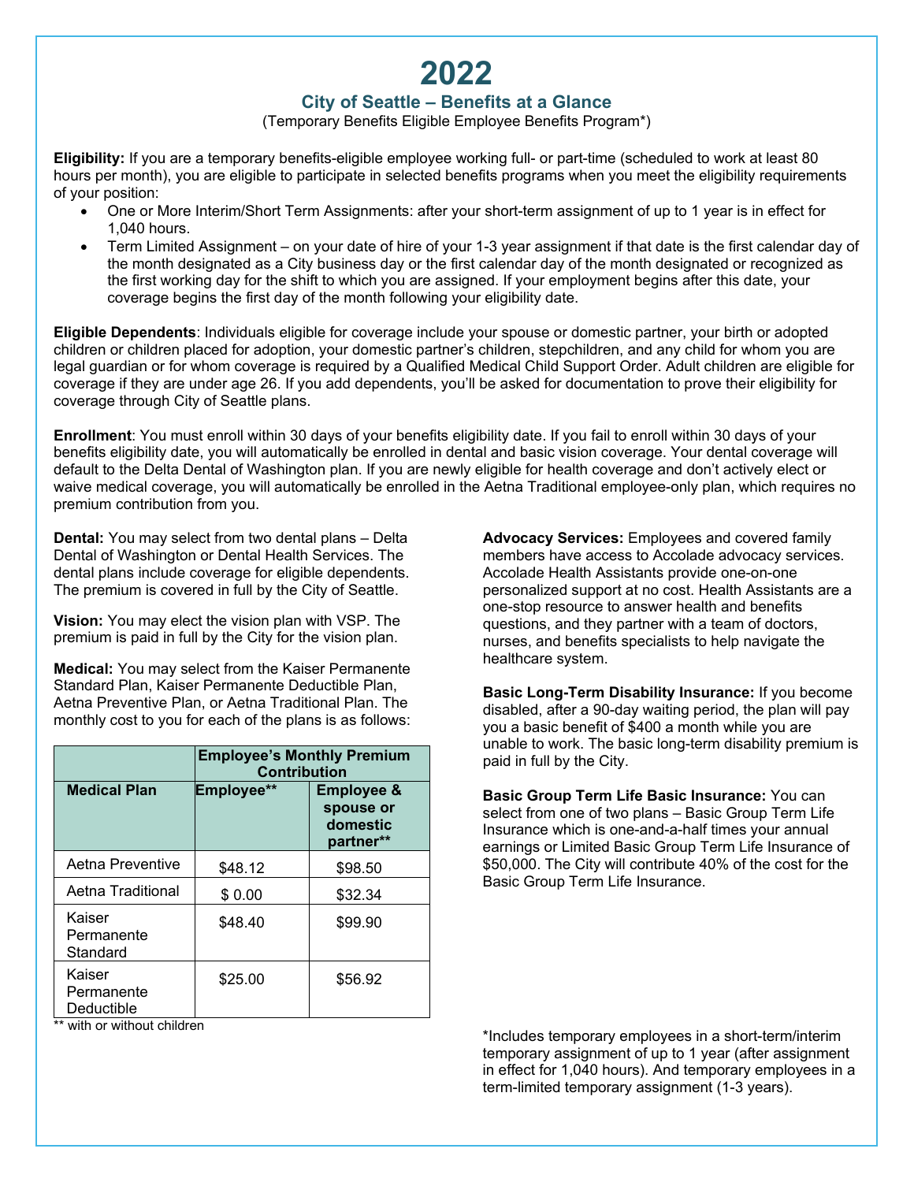# 2022

## City of Seattle – Benefits at a Glance

(Temporary Benefits Eligible Employee Benefits Program*)

**Eligibility:** If you are a temporary benefits-eligible employee working full- or part-time (scheduled to work at least 80 hours per month), you are eligible to participate in selected benefits programs when you meet the eligibility requirements of your position:

- One or More Interim/Short Term Assignments: after your short-term assignment of up to 1 year is in effect for 1,040 hours.
- Term Limited Assignment – on your date of hire of your 1-3 year assignment if that date is the first calendar day of the month designated as a City business day or the first calendar day of the month designated or recognized as the first working day for the shift to which you are assigned. If your employment begins after this date, your coverage begins the first day of the month following your eligibility date.

**Eligible Dependents**: Individuals eligible for coverage include your spouse or domestic partner, your birth or adopted children or children placed for adoption, your domestic partner's children, stepchildren, and any child for whom you are legal guardian or for whom coverage is required by a Qualified Medical Child Support Order. Adult children are eligible for coverage if they are under age 26. If you add dependents, you'll be asked for documentation to prove their eligibility for coverage through City of Seattle plans.

**Enrollment**: You must enroll within 30 days of your benefits eligibility date. If you fail to enroll within 30 days of your benefits eligibility date, you will automatically be enrolled in dental and basic vision coverage. Your dental coverage will default to the Delta Dental of Washington plan. If you are newly eligible for health coverage and don't actively elect or waive medical coverage, you will automatically be enrolled in the Aetna Traditional employee-only plan, which requires no premium contribution from you.

**Dental:** You may select from two dental plans – Delta Dental of Washington or Dental Health Services. The dental plans include coverage for eligible dependents. The premium is covered in full by the City of Seattle.

**Vision:** You may elect the vision plan with VSP. The premium is paid in full by the City for the vision plan.

**Medical:** You may select from the Kaiser Permanente Standard Plan, Kaiser Permanente Deductible Plan, Aetna Preventive Plan, or Aetna Traditional Plan. The monthly cost to you for each of the plans is as follows:

| | Employee's Monthly Premium Contribution | |
|---|---|---|
| **Medical Plan** | **Employee**** | **Employee & spouse or domestic partner**** |
| Aetna Preventive | $48.12 | $98.50 |
| Aetna Traditional | $ 0.00 | $32.34 |
| Kaiser Permanente Standard | $48.40 | $99.90 |
| Kaiser Permanente Deductible | $25.00 | $56.92 |

** with or without children

**Advocacy Services:** Employees and covered family members have access to Accolade advocacy services. Accolade Health Assistants provide one-on-one personalized support at no cost. Health Assistants are a one-stop resource to answer health and benefits questions, and they partner with a team of doctors, nurses, and benefits specialists to help navigate the healthcare system.

**Basic Long-Term Disability Insurance:** If you become disabled, after a 90-day waiting period, the plan will pay you a basic benefit of $400 a month while you are unable to work. The basic long-term disability premium is paid in full by the City.

**Basic Group Term Life Basic Insurance:** You can select from one of two plans – Basic Group Term Life Insurance which is one-and-a-half times your annual earnings or Limited Basic Group Term Life Insurance of $50,000. The City will contribute 40% of the cost for the Basic Group Term Life Insurance.

*Includes temporary employees in a short-term/interim temporary assignment of up to 1 year (after assignment in effect for 1,040 hours). And temporary employees in a term-limited temporary assignment (1-3 years).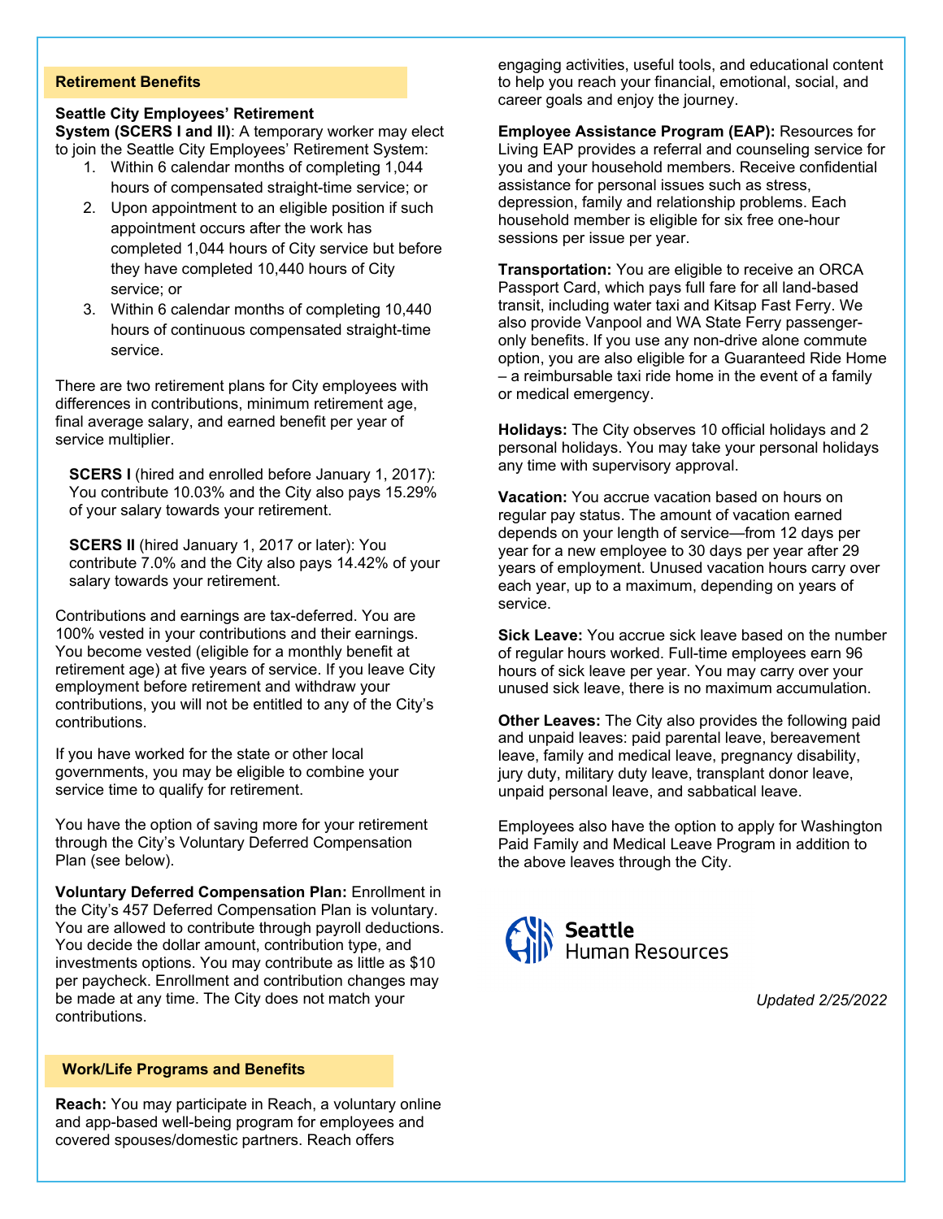## Retirement Benefits

**Seattle City Employees' Retirement System (SCERS I and II)**: A temporary worker may elect to join the Seattle City Employees' Retirement System:

1. Within 6 calendar months of completing 1,044 hours of compensated straight-time service; or
2. Upon appointment to an eligible position if such appointment occurs after the work has completed 1,044 hours of City service but before they have completed 10,440 hours of City service; or
3. Within 6 calendar months of completing 10,440 hours of continuous compensated straight-time service.

There are two retirement plans for City employees with differences in contributions, minimum retirement age, final average salary, and earned benefit per year of service multiplier.

**SCERS I** (hired and enrolled before January 1, 2017): You contribute 10.03% and the City also pays 15.29% of your salary towards your retirement.

**SCERS II** (hired January 1, 2017 or later): You contribute 7.0% and the City also pays 14.42% of your salary towards your retirement.

Contributions and earnings are tax-deferred. You are 100% vested in your contributions and their earnings. You become vested (eligible for a monthly benefit at retirement age) at five years of service. If you leave City employment before retirement and withdraw your contributions, you will not be entitled to any of the City's contributions.

If you have worked for the state or other local governments, you may be eligible to combine your service time to qualify for retirement.

You have the option of saving more for your retirement through the City's Voluntary Deferred Compensation Plan (see below).

**Voluntary Deferred Compensation Plan:** Enrollment in the City's 457 Deferred Compensation Plan is voluntary. You are allowed to contribute through payroll deductions. You decide the dollar amount, contribution type, and investments options. You may contribute as little as $10 per paycheck. Enrollment and contribution changes may be made at any time. The City does not match your contributions.

## Work/Life Programs and Benefits

**Reach:** You may participate in Reach, a voluntary online and app-based well-being program for employees and covered spouses/domestic partners. Reach offers engaging activities, useful tools, and educational content to help you reach your financial, emotional, social, and career goals and enjoy the journey.

**Employee Assistance Program (EAP):** Resources for Living EAP provides a referral and counseling service for you and your household members. Receive confidential assistance for personal issues such as stress, depression, family and relationship problems. Each household member is eligible for six free one-hour sessions per issue per year.

**Transportation:** You are eligible to receive an ORCA Passport Card, which pays full fare for all land-based transit, including water taxi and Kitsap Fast Ferry. We also provide Vanpool and WA State Ferry passenger-only benefits. If you use any non-drive alone commute option, you are also eligible for a Guaranteed Ride Home – a reimbursable taxi ride home in the event of a family or medical emergency.

**Holidays:** The City observes 10 official holidays and 2 personal holidays. You may take your personal holidays any time with supervisory approval.

**Vacation:** You accrue vacation based on hours on regular pay status. The amount of vacation earned depends on your length of service—from 12 days per year for a new employee to 30 days per year after 29 years of employment. Unused vacation hours carry over each year, up to a maximum, depending on years of service.

**Sick Leave:** You accrue sick leave based on the number of regular hours worked. Full-time employees earn 96 hours of sick leave per year. You may carry over your unused sick leave, there is no maximum accumulation.

**Other Leaves:** The City also provides the following paid and unpaid leaves: paid parental leave, bereavement leave, family and medical leave, pregnancy disability, jury duty, military duty leave, transplant donor leave, unpaid personal leave, and sabbatical leave.

Employees also have the option to apply for Washington Paid Family and Medical Leave Program in addition to the above leaves through the City.

Seattle Human Resources

*Updated 2/25/2022*